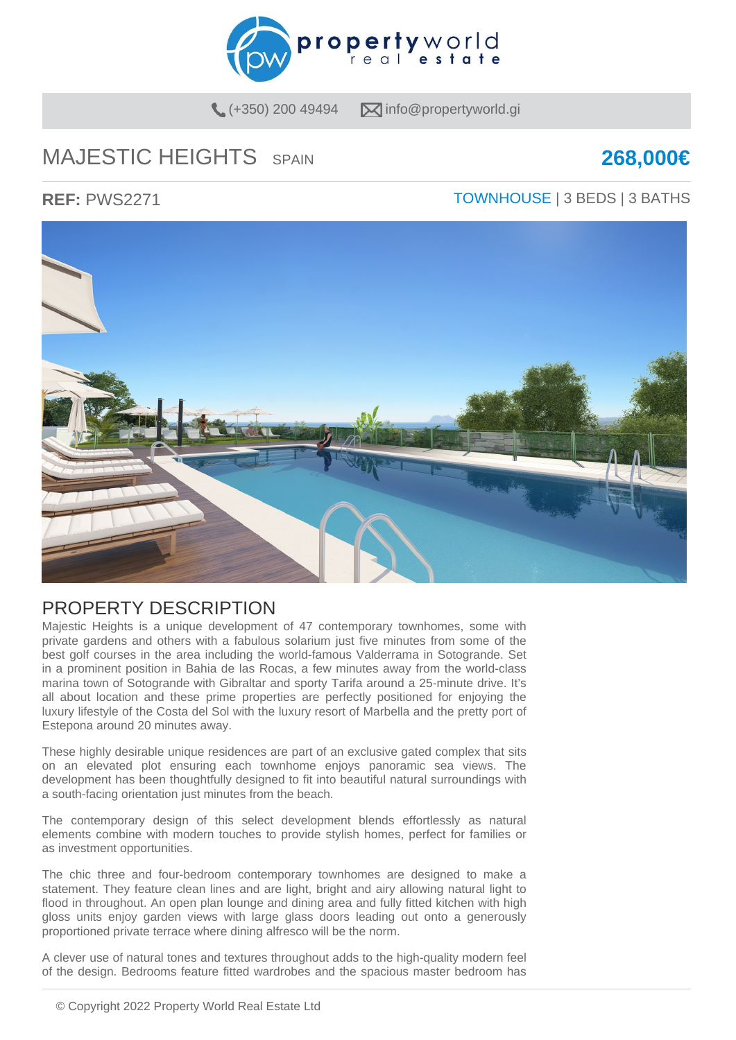(+350) 200 49494 info@propertyworld.gi

# MAJESTIC HEIGHTS SPAIN

**268,000€**

**REF:** PWS2271

TOWNHOUSE | 3 BEDS | 3 BATHS

## PROPERTY DESCRIPTION

Majestic Heights is a unique development of 47 contemporary townhomes, some with private gardens and others with a fabulous solarium just five minutes from some of the best golf courses in the area including the world-famous Valderrama in Sotogrande. Set in a prominent position in Bahia de las Rocas, a few minutes away from the world-class marina town of Sotogrande with Gibraltar and sporty Tarifa around a 25-minute drive. It's all about location and these prime properties are perfectly positioned for enjoying the luxury lifestyle of the Costa del Sol with the luxury resort of Marbella and the pretty port of Estepona around 20 minutes away.

These highly desirable unique residences are part of an exclusive gated complex that sits on an elevated plot ensuring each townhome enjoys panoramic sea views. The development has been thoughtfully designed to fit into beautiful natural surroundings with a south-facing orientation just minutes from the beach.

The contemporary design of this select development blends effortlessly as natural elements combine with modern touches to provide stylish homes, perfect for families or as investment opportunities.

The chic three and four-bedroom contemporary townhomes are designed to make a statement. They feature clean lines and are light, bright and airy allowing natural light to flood in throughout. An open plan lounge and dining area and fully fitted kitchen with high gloss units enjoy garden views with large glass doors leading out onto a generously proportioned private terrace where dining alfresco will be the norm.

A clever use of natural tones and textures throughout adds to the high-quality modern feel of the design. Bedrooms feature fitted wardrobes and the spacious master bedroom has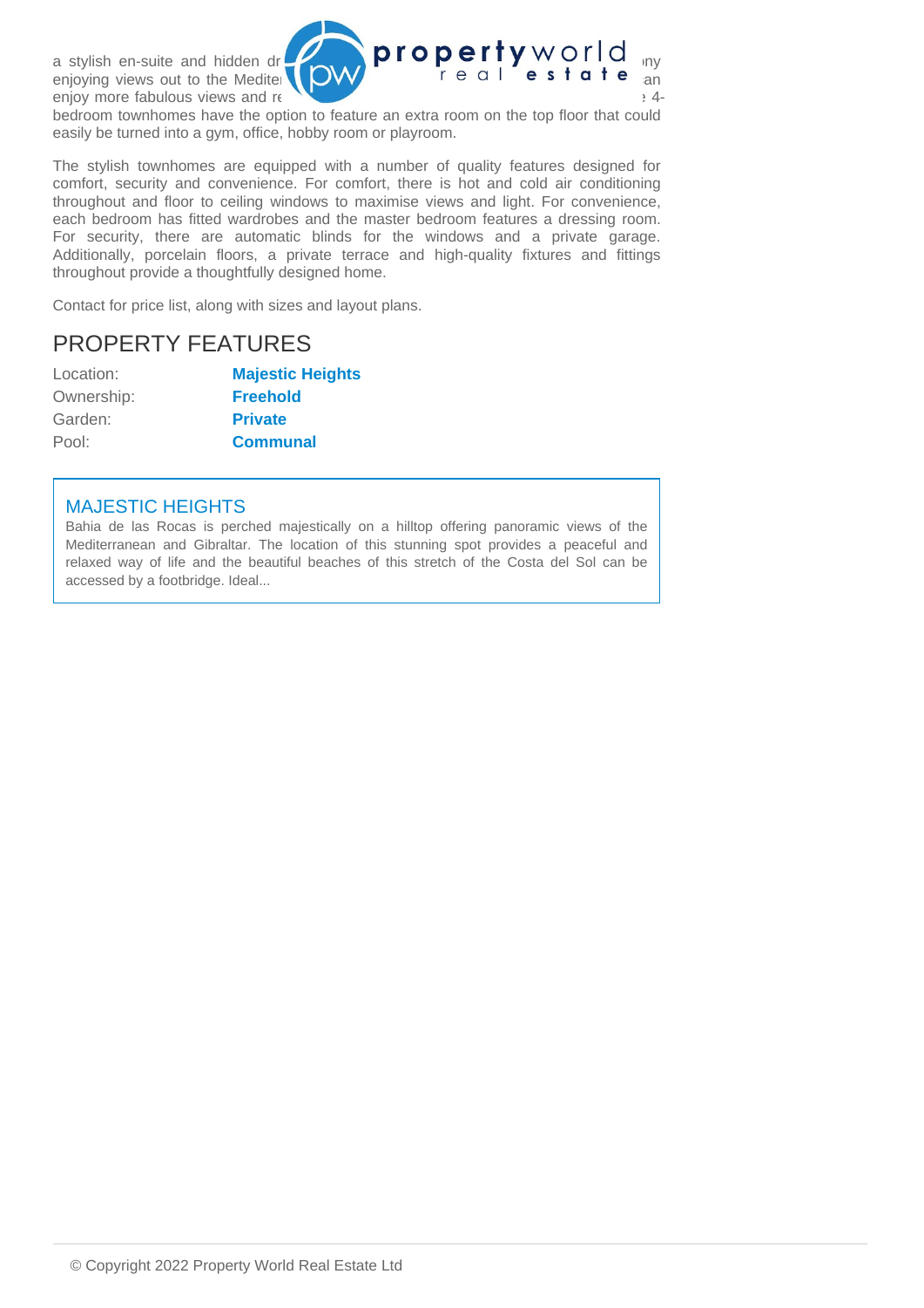a stylish en-suite and hidden dr... ...ny enjoying views out to the Medite... ...an enjoy more fabulous views and re... ...e 4-bedroom townhomes have the option to feature an extra room on the top floor that could easily be turned into a gym, office, hobby room or playroom.

The stylish townhomes are equipped with a number of quality features designed for comfort, security and convenience. For comfort, there is hot and cold air conditioning throughout and floor to ceiling windows to maximise views and light. For convenience, each bedroom has fitted wardrobes and the master bedroom features a dressing room. For security, there are automatic blinds for the windows and a private garage. Additionally, porcelain floors, a private terrace and high-quality fixtures and fittings throughout provide a thoughtfully designed home.

Contact for price list, along with sizes and layout plans.

## PROPERTY FEATURES

| | |
|---|---|
| Location: | **Majestic Heights** |
| Ownership: | **Freehold** |
| Garden: | **Private** |
| Pool: | **Communal** |

### MAJESTIC HEIGHTS

Bahia de las Rocas is perched majestically on a hilltop offering panoramic views of the Mediterranean and Gibraltar. The location of this stunning spot provides a peaceful and relaxed way of life and the beautiful beaches of this stretch of the Costa del Sol can be accessed by a footbridge. Ideal...